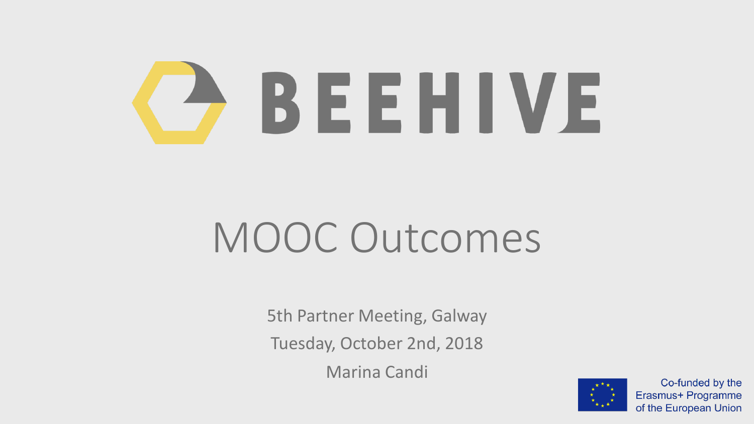# BEEHIVE

## MOOC Outcomes

5th Partner Meeting, Galway

Tuesday, October 2nd, 2018

Marina Candi

Co-funded by the Erasmus+ Programme of the European Union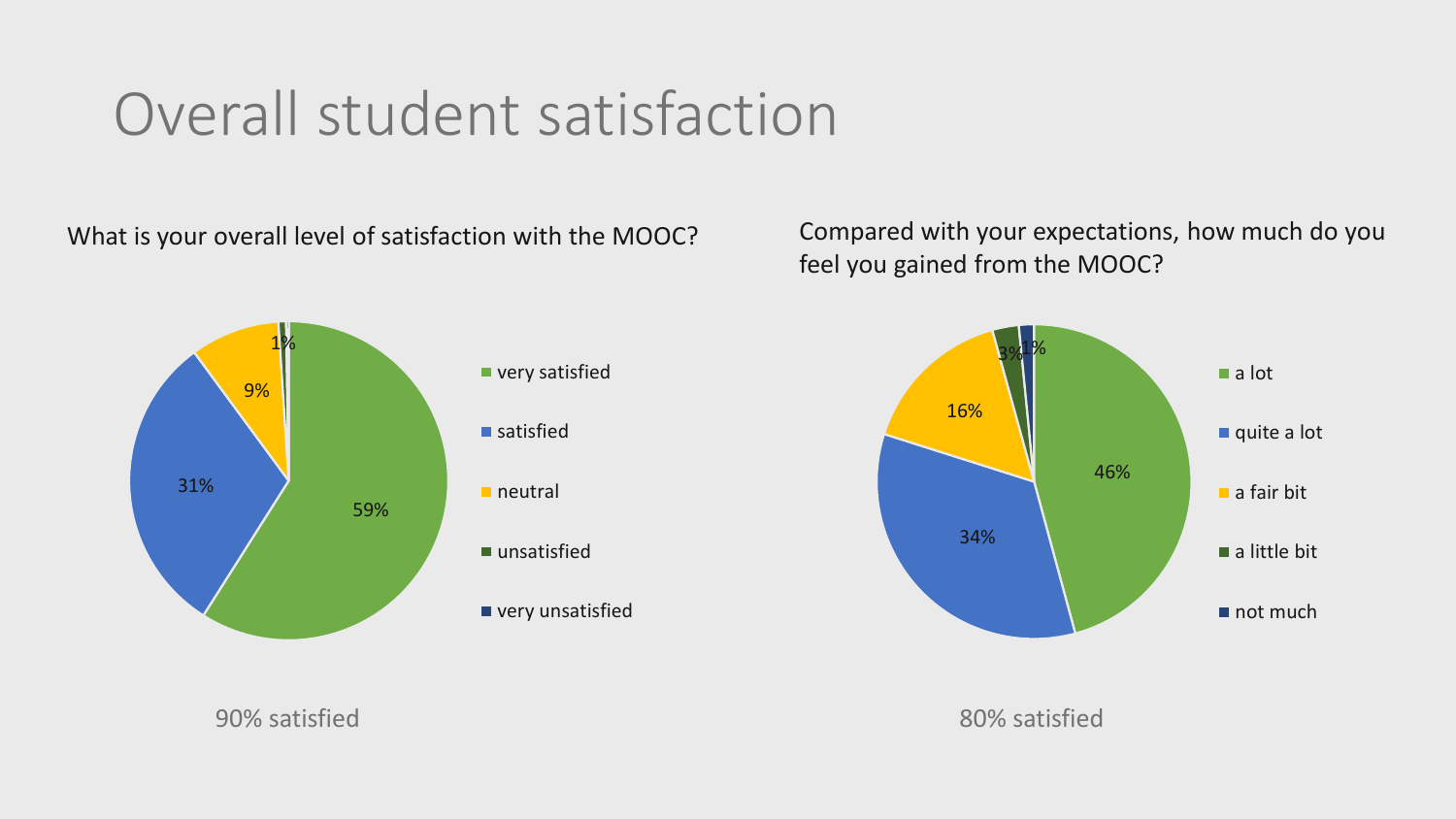# Overall student satisfaction

What is your overall level of satisfaction with the MOOC?

| Response | Percentage |
|---|---|
| very satisfied | 59% |
| satisfied | 31% |
| neutral | 9% |
| unsatisfied | 1% |
| very unsatisfied | |

90% satisfied

Compared with your expectations, how much do you feel you gained from the MOOC?

| Response | Percentage |
|---|---|
| a lot | 46% |
| quite a lot | 34% |
| a fair bit | 16% |
| a little bit | 3% |
| not much | 1% |

80% satisfied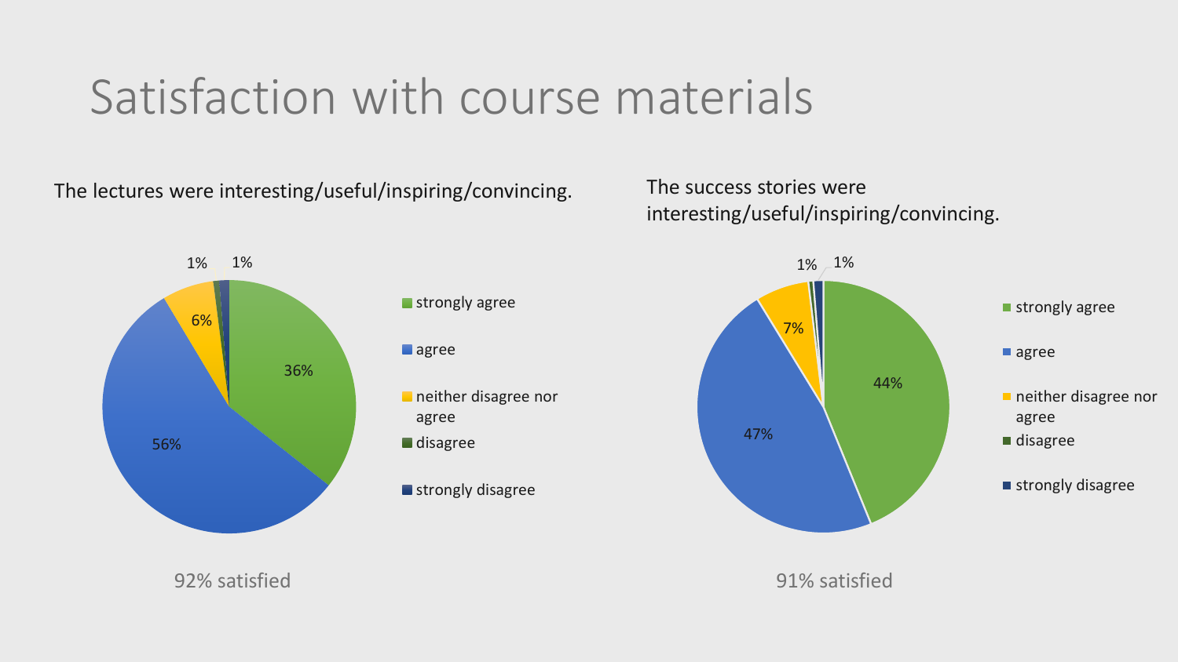# Satisfaction with course materials

The lectures were interesting/useful/inspiring/convincing.

| Response | Percentage |
| --- | --- |
| strongly agree | 36% |
| agree | 56% |
| neither disagree nor agree | 6% |
| disagree | 1% |
| strongly disagree | 1% |

92% satisfied

The success stories were interesting/useful/inspiring/convincing.

| Response | Percentage |
| --- | --- |
| strongly agree | 44% |
| agree | 47% |
| neither disagree nor agree | 7% |
| disagree | 1% |
| strongly disagree | 1% |

91% satisfied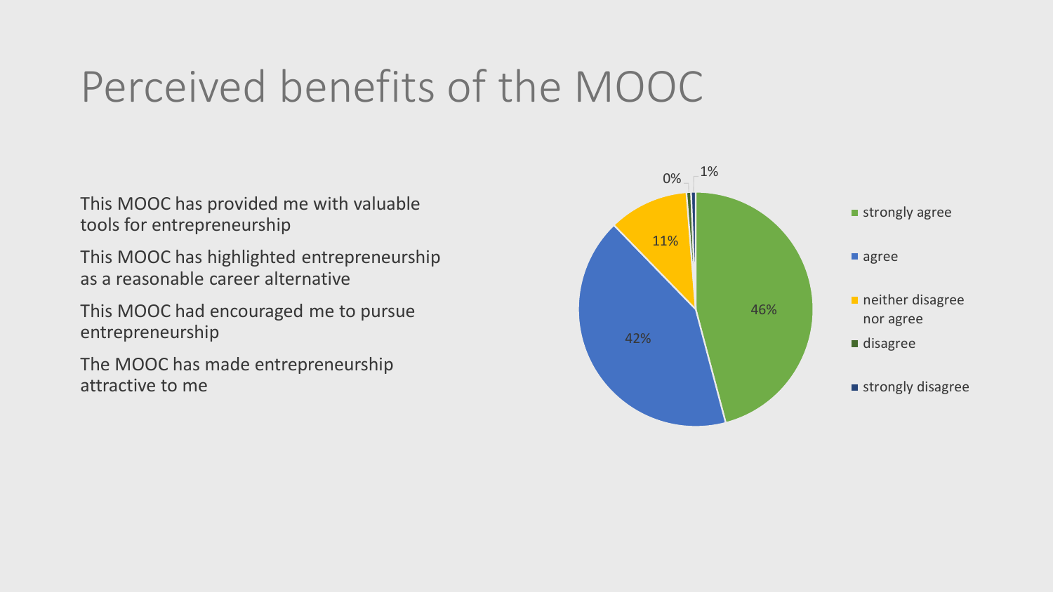# Perceived benefits of the MOOC

This MOOC has provided me with valuable tools for entrepreneurship

This MOOC has highlighted entrepreneurship as a reasonable career alternative

This MOOC had encouraged me to pursue entrepreneurship

The MOOC has made entrepreneurship attractive to me

| Response | Percentage |
| --- | --- |
| strongly agree | 46% |
| agree | 42% |
| neither disagree nor agree | 11% |
| disagree | 0% |
| strongly disagree | 1% |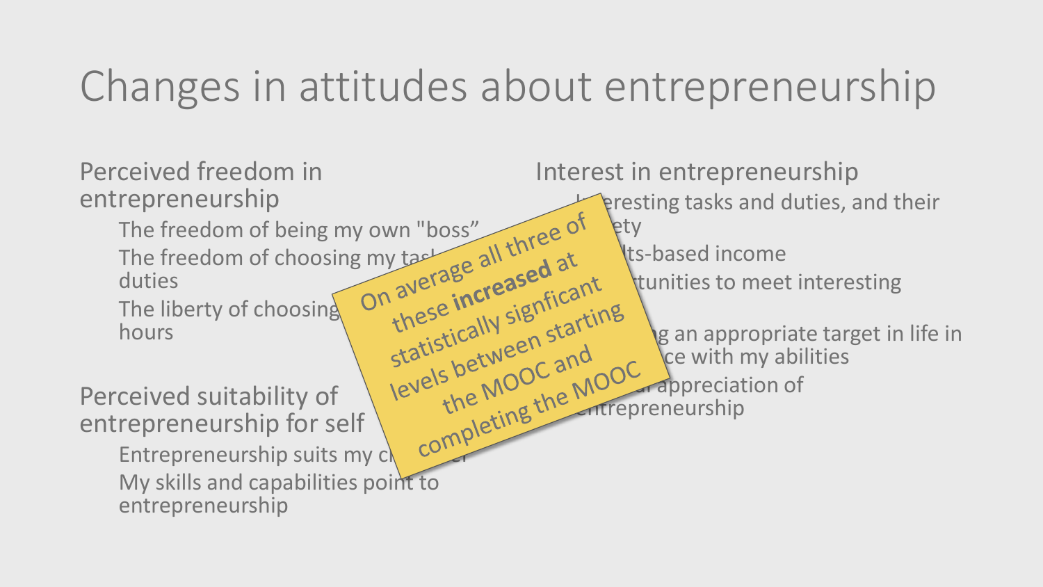# Changes in attitudes about entrepreneurship

## Perceived freedom in entrepreneurship

- The freedom of being my own "boss"
- The freedom of choosing my tas[...] duties
- The liberty of choosing [...] hours

## Perceived suitability of entrepreneurship for self

- Entrepreneurship suits my c[...]
- My skills and capabilities point to entrepreneurship

## Interest in entrepreneurship

- I[...]eresting tasks and duties, and their [...]ety
- [...]lts-based income
- [...]rtunities to meet interesting [...]
- [...]g an appropriate target in life in [...]ce with my abilities
- [...] appreciation of entrepreneurship

On average all three of these **increased** at statistically signficant levels between starting the MOOC and completing the MOOC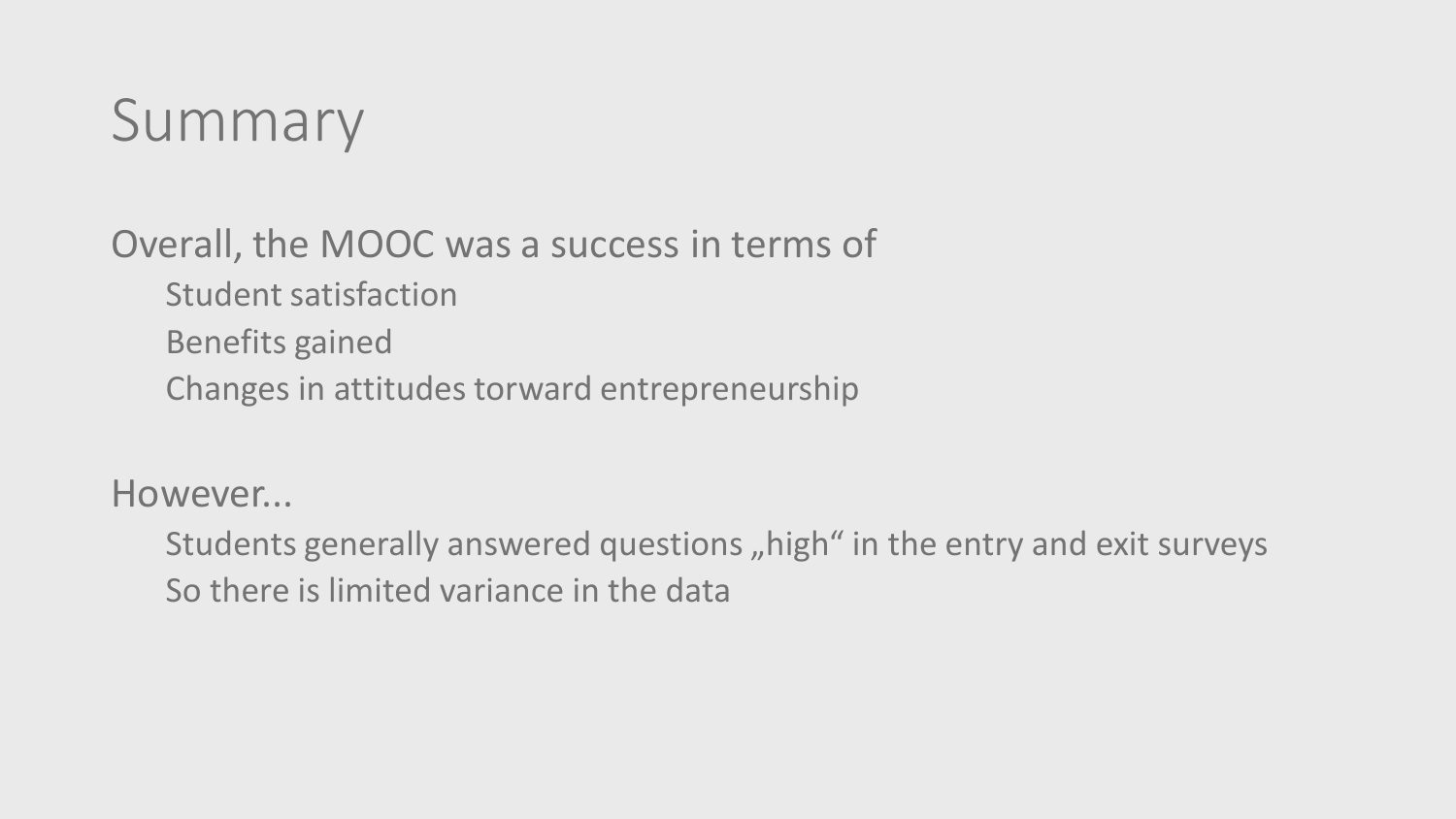# Summary

Overall, the MOOC was a success in terms of

- Student satisfaction
- Benefits gained
- Changes in attitudes torward entrepreneurship

However...

- Students generally answered questions „high“ in the entry and exit surveys
- So there is limited variance in the data